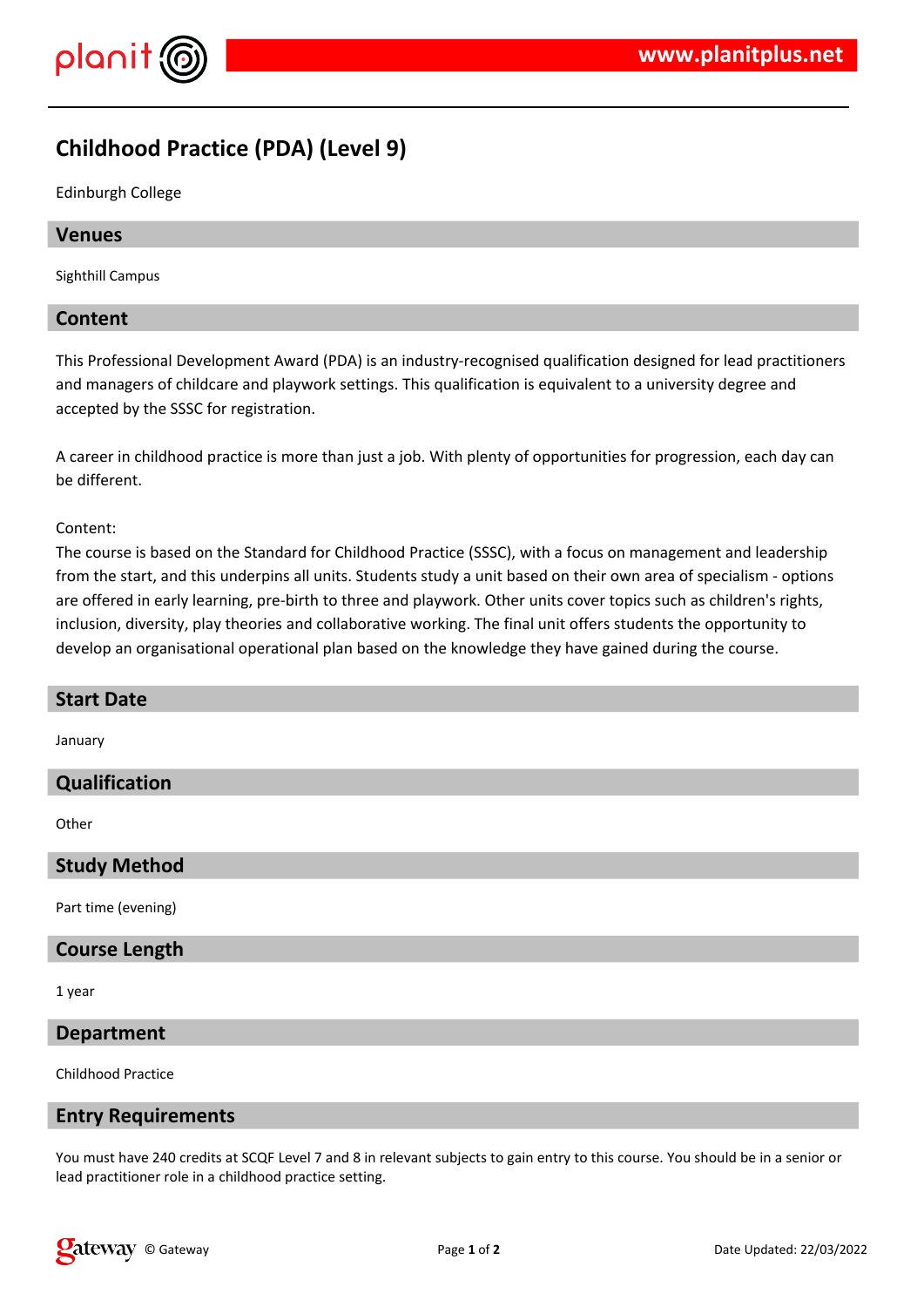# Childhood Practice (PDA) (Level 9)

Edinburgh College

## Venues

Sighthill Campus

## Content

This Professional Development Award (PDA) is an industry-recognised qualification designed for lead practitioners and managers of childcare and playwork settings. This qualification is equivalent to a university degree and accepted by the SSSC for registration.

A career in childhood practice is more than just a job. With plenty of opportunities for progression, each day can be different.

Content:
The course is based on the Standard for Childhood Practice (SSSC), with a focus on management and leadership from the start, and this underpins all units. Students study a unit based on their own area of specialism - options are offered in early learning, pre-birth to three and playwork. Other units cover topics such as children's rights, inclusion, diversity, play theories and collaborative working. The final unit offers students the opportunity to develop an organisational operational plan based on the knowledge they have gained during the course.

## Start Date

January

## Qualification

Other

## Study Method

Part time (evening)

## Course Length

1 year

## Department

Childhood Practice

## Entry Requirements

You must have 240 credits at SCQF Level 7 and 8 in relevant subjects to gain entry to this course. You should be in a senior or lead practitioner role in a childhood practice setting.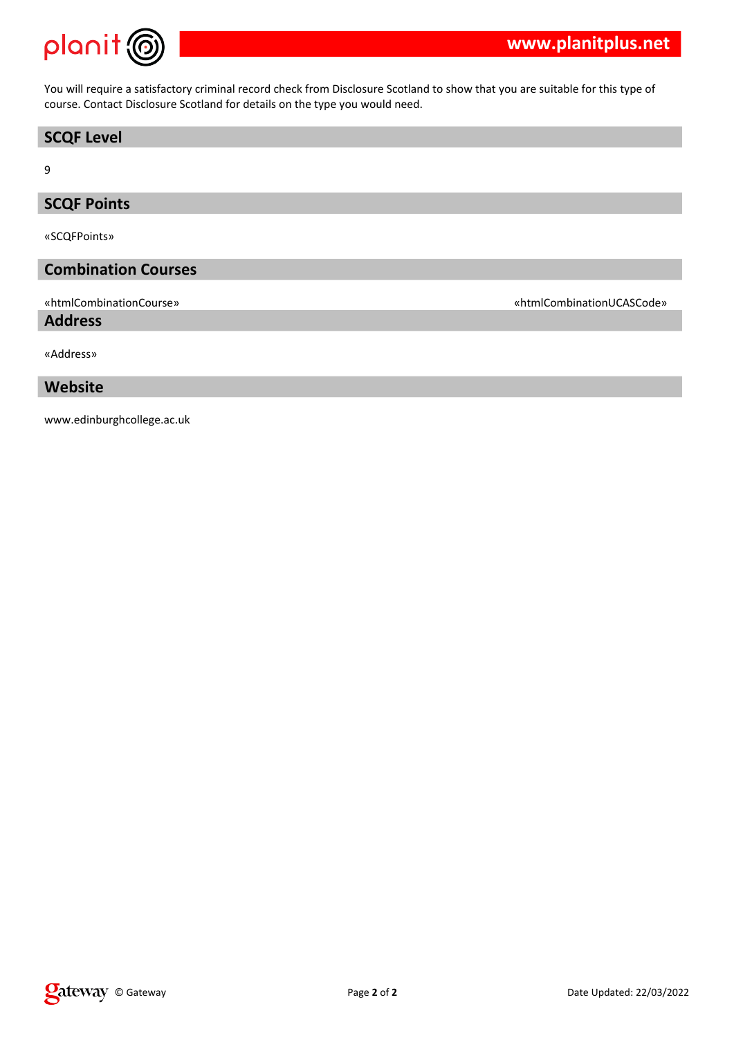You will require a satisfactory criminal record check from Disclosure Scotland to show that you are suitable for this type of course. Contact Disclosure Scotland for details on the type you would need.

## SCQF Level

9

## SCQF Points

«SCQFPoints»

## Combination Courses

«htmlCombinationCourse» «htmlCombinationUCASCode»

## Address

«Address»

## Website

www.edinburghcollege.ac.uk